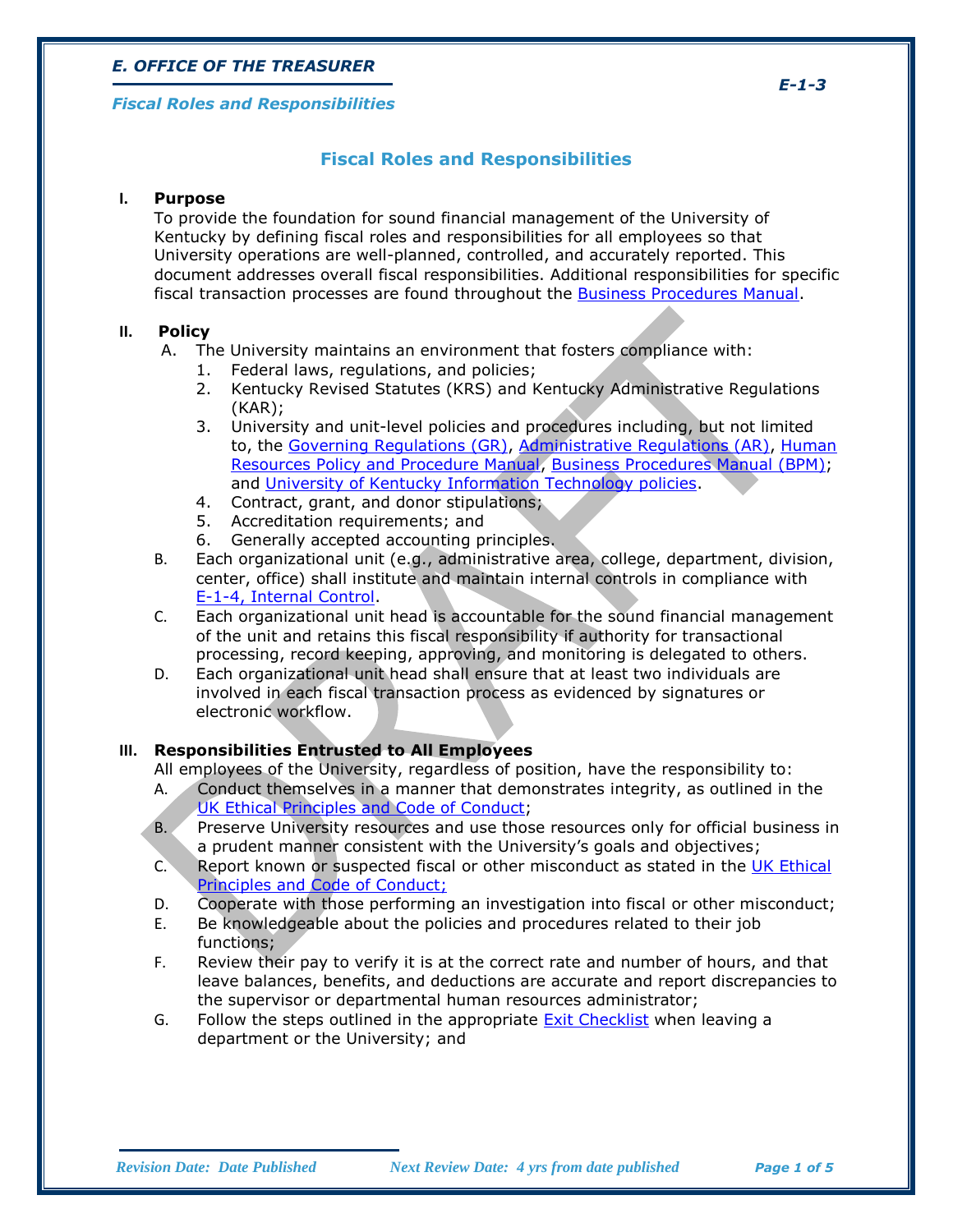# Fiscal Roles and Responsibilities

## I. Purpose

To provide the foundation for sound financial management of the University of Kentucky by defining fiscal roles and responsibilities for all employees so that University operations are well-planned, controlled, and accurately reported. This document addresses overall fiscal responsibilities. Additional responsibilities for specific fiscal transaction processes are found throughout the Business Procedures Manual.

## II. Policy

A. The University maintains an environment that fosters compliance with:
   1. Federal laws, regulations, and policies;
   2. Kentucky Revised Statutes (KRS) and Kentucky Administrative Regulations (KAR);
   3. University and unit-level policies and procedures including, but not limited to, the Governing Regulations (GR), Administrative Regulations (AR), Human Resources Policy and Procedure Manual, Business Procedures Manual (BPM); and University of Kentucky Information Technology policies.
   4. Contract, grant, and donor stipulations;
   5. Accreditation requirements; and
   6. Generally accepted accounting principles.

B. Each organizational unit (e.g., administrative area, college, department, division, center, office) shall institute and maintain internal controls in compliance with E-1-4, Internal Control.

C. Each organizational unit head is accountable for the sound financial management of the unit and retains this fiscal responsibility if authority for transactional processing, record keeping, approving, and monitoring is delegated to others.

D. Each organizational unit head shall ensure that at least two individuals are involved in each fiscal transaction process as evidenced by signatures or electronic workflow.

## III. Responsibilities Entrusted to All Employees

All employees of the University, regardless of position, have the responsibility to:

A. Conduct themselves in a manner that demonstrates integrity, as outlined in the UK Ethical Principles and Code of Conduct;

B. Preserve University resources and use those resources only for official business in a prudent manner consistent with the University's goals and objectives;

C. Report known or suspected fiscal or other misconduct as stated in the UK Ethical Principles and Code of Conduct;

D. Cooperate with those performing an investigation into fiscal or other misconduct;

E. Be knowledgeable about the policies and procedures related to their job functions;

F. Review their pay to verify it is at the correct rate and number of hours, and that leave balances, benefits, and deductions are accurate and report discrepancies to the supervisor or departmental human resources administrator;

G. Follow the steps outlined in the appropriate Exit Checklist when leaving a department or the University; and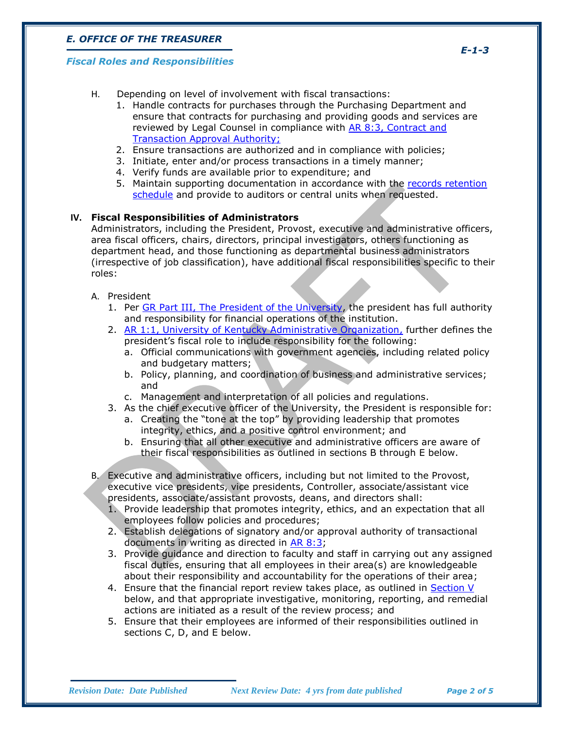H. Depending on level of involvement with fiscal transactions:
   1. Handle contracts for purchases through the Purchasing Department and ensure that contracts for purchasing and providing goods and services are reviewed by Legal Counsel in compliance with AR 8:3, Contract and Transaction Approval Authority;
   2. Ensure transactions are authorized and in compliance with policies;
   3. Initiate, enter and/or process transactions in a timely manner;
   4. Verify funds are available prior to expenditure; and
   5. Maintain supporting documentation in accordance with the records retention schedule and provide to auditors or central units when requested.

## IV. Fiscal Responsibilities of Administrators

Administrators, including the President, Provost, executive and administrative officers, area fiscal officers, chairs, directors, principal investigators, others functioning as department head, and those functioning as departmental business administrators (irrespective of job classification), have additional fiscal responsibilities specific to their roles:

A. President
   1. Per GR Part III, The President of the University, the president has full authority and responsibility for financial operations of the institution.
   2. AR 1:1, University of Kentucky Administrative Organization, further defines the president's fiscal role to include responsibility for the following:
      a. Official communications with government agencies, including related policy and budgetary matters;
      b. Policy, planning, and coordination of business and administrative services; and
      c. Management and interpretation of all policies and regulations.
   3. As the chief executive officer of the University, the President is responsible for:
      a. Creating the "tone at the top" by providing leadership that promotes integrity, ethics, and a positive control environment; and
      b. Ensuring that all other executive and administrative officers are aware of their fiscal responsibilities as outlined in sections B through E below.

B. Executive and administrative officers, including but not limited to the Provost, executive vice presidents, vice presidents, Controller, associate/assistant vice presidents, associate/assistant provosts, deans, and directors shall:
   1. Provide leadership that promotes integrity, ethics, and an expectation that all employees follow policies and procedures;
   2. Establish delegations of signatory and/or approval authority of transactional documents in writing as directed in AR 8:3;
   3. Provide guidance and direction to faculty and staff in carrying out any assigned fiscal duties, ensuring that all employees in their area(s) are knowledgeable about their responsibility and accountability for the operations of their area;
   4. Ensure that the financial report review takes place, as outlined in Section V below, and that appropriate investigative, monitoring, reporting, and remedial actions are initiated as a result of the review process; and
   5. Ensure that their employees are informed of their responsibilities outlined in sections C, D, and E below.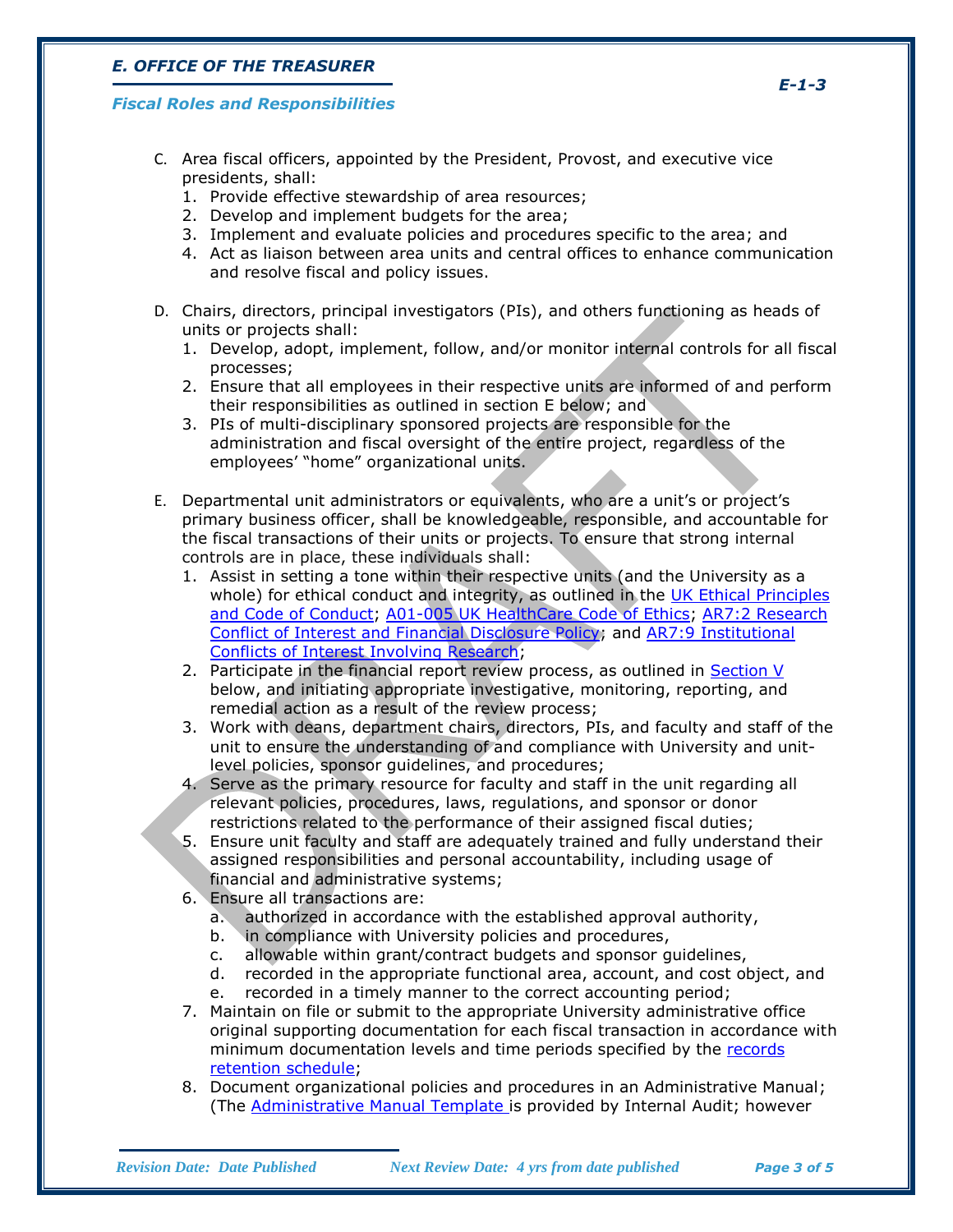C. Area fiscal officers, appointed by the President, Provost, and executive vice presidents, shall:
   1. Provide effective stewardship of area resources;
   2. Develop and implement budgets for the area;
   3. Implement and evaluate policies and procedures specific to the area; and
   4. Act as liaison between area units and central offices to enhance communication and resolve fiscal and policy issues.

D. Chairs, directors, principal investigators (PIs), and others functioning as heads of units or projects shall:
   1. Develop, adopt, implement, follow, and/or monitor internal controls for all fiscal processes;
   2. Ensure that all employees in their respective units are informed of and perform their responsibilities as outlined in section E below; and
   3. PIs of multi-disciplinary sponsored projects are responsible for the administration and fiscal oversight of the entire project, regardless of the employees' "home" organizational units.

E. Departmental unit administrators or equivalents, who are a unit's or project's primary business officer, shall be knowledgeable, responsible, and accountable for the fiscal transactions of their units or projects. To ensure that strong internal controls are in place, these individuals shall:
   1. Assist in setting a tone within their respective units (and the University as a whole) for ethical conduct and integrity, as outlined in the UK Ethical Principles and Code of Conduct; A01-005 UK HealthCare Code of Ethics; AR7:2 Research Conflict of Interest and Financial Disclosure Policy; and AR7:9 Institutional Conflicts of Interest Involving Research;
   2. Participate in the financial report review process, as outlined in Section V below, and initiating appropriate investigative, monitoring, reporting, and remedial action as a result of the review process;
   3. Work with deans, department chairs, directors, PIs, and faculty and staff of the unit to ensure the understanding of and compliance with University and unit-level policies, sponsor guidelines, and procedures;
   4. Serve as the primary resource for faculty and staff in the unit regarding all relevant policies, procedures, laws, regulations, and sponsor or donor restrictions related to the performance of their assigned fiscal duties;
   5. Ensure unit faculty and staff are adequately trained and fully understand their assigned responsibilities and personal accountability, including usage of financial and administrative systems;
   6. Ensure all transactions are:
      a. authorized in accordance with the established approval authority,
      b. in compliance with University policies and procedures,
      c. allowable within grant/contract budgets and sponsor guidelines,
      d. recorded in the appropriate functional area, account, and cost object, and
      e. recorded in a timely manner to the correct accounting period;
   7. Maintain on file or submit to the appropriate University administrative office original supporting documentation for each fiscal transaction in accordance with minimum documentation levels and time periods specified by the records retention schedule;
   8. Document organizational policies and procedures in an Administrative Manual; (The Administrative Manual Template is provided by Internal Audit; however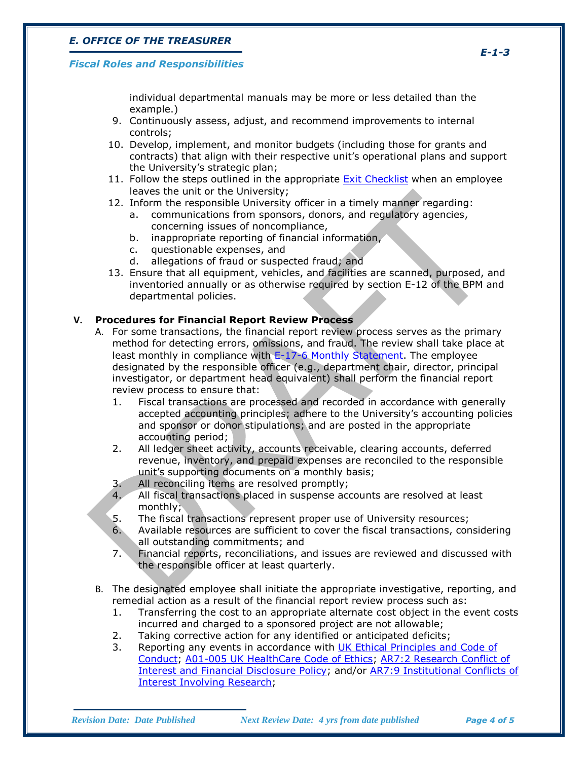individual departmental manuals may be more or less detailed than the example.)

9. Continuously assess, adjust, and recommend improvements to internal controls;
10. Develop, implement, and monitor budgets (including those for grants and contracts) that align with their respective unit's operational plans and support the University's strategic plan;
11. Follow the steps outlined in the appropriate Exit Checklist when an employee leaves the unit or the University;
12. Inform the responsible University officer in a timely manner regarding:
    a. communications from sponsors, donors, and regulatory agencies, concerning issues of noncompliance,
    b. inappropriate reporting of financial information,
    c. questionable expenses, and
    d. allegations of fraud or suspected fraud; and
13. Ensure that all equipment, vehicles, and facilities are scanned, purposed, and inventoried annually or as otherwise required by section E-12 of the BPM and departmental policies.

## V. Procedures for Financial Report Review Process

A. For some transactions, the financial report review process serves as the primary method for detecting errors, omissions, and fraud. The review shall take place at least monthly in compliance with E-17-6 Monthly Statement. The employee designated by the responsible officer (e.g., department chair, director, principal investigator, or department head equivalent) shall perform the financial report review process to ensure that:
   1. Fiscal transactions are processed and recorded in accordance with generally accepted accounting principles; adhere to the University's accounting policies and sponsor or donor stipulations; and are posted in the appropriate accounting period;
   2. All ledger sheet activity, accounts receivable, clearing accounts, deferred revenue, inventory, and prepaid expenses are reconciled to the responsible unit's supporting documents on a monthly basis;
   3. All reconciling items are resolved promptly;
   4. All fiscal transactions placed in suspense accounts are resolved at least monthly;
   5. The fiscal transactions represent proper use of University resources;
   6. Available resources are sufficient to cover the fiscal transactions, considering all outstanding commitments; and
   7. Financial reports, reconciliations, and issues are reviewed and discussed with the responsible officer at least quarterly.

B. The designated employee shall initiate the appropriate investigative, reporting, and remedial action as a result of the financial report review process such as:
   1. Transferring the cost to an appropriate alternate cost object in the event costs incurred and charged to a sponsored project are not allowable;
   2. Taking corrective action for any identified or anticipated deficits;
   3. Reporting any events in accordance with UK Ethical Principles and Code of Conduct; A01-005 UK HealthCare Code of Ethics; AR7:2 Research Conflict of Interest and Financial Disclosure Policy; and/or AR7:9 Institutional Conflicts of Interest Involving Research;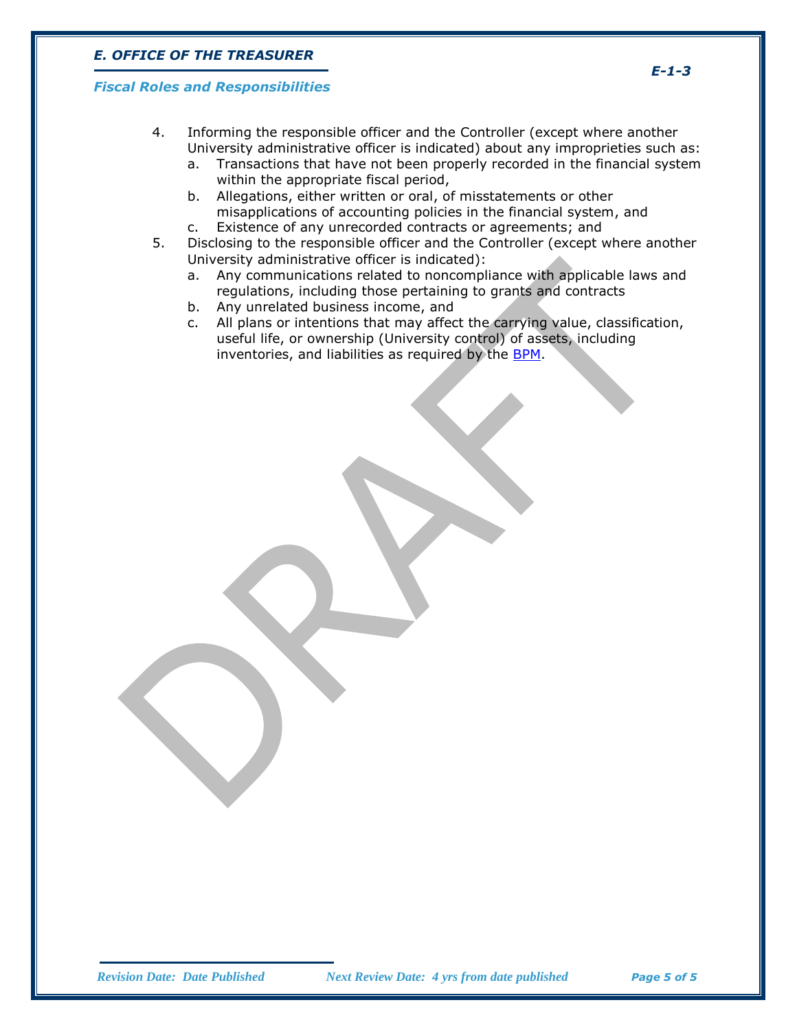4. Informing the responsible officer and the Controller (except where another University administrative officer is indicated) about any improprieties such as:
   a. Transactions that have not been properly recorded in the financial system within the appropriate fiscal period,
   b. Allegations, either written or oral, of misstatements or other misapplications of accounting policies in the financial system, and
   c. Existence of any unrecorded contracts or agreements; and
5. Disclosing to the responsible officer and the Controller (except where another University administrative officer is indicated):
   a. Any communications related to noncompliance with applicable laws and regulations, including those pertaining to grants and contracts
   b. Any unrelated business income, and
   c. All plans or intentions that may affect the carrying value, classification, useful life, or ownership (University control) of assets, including inventories, and liabilities as required by the BPM.